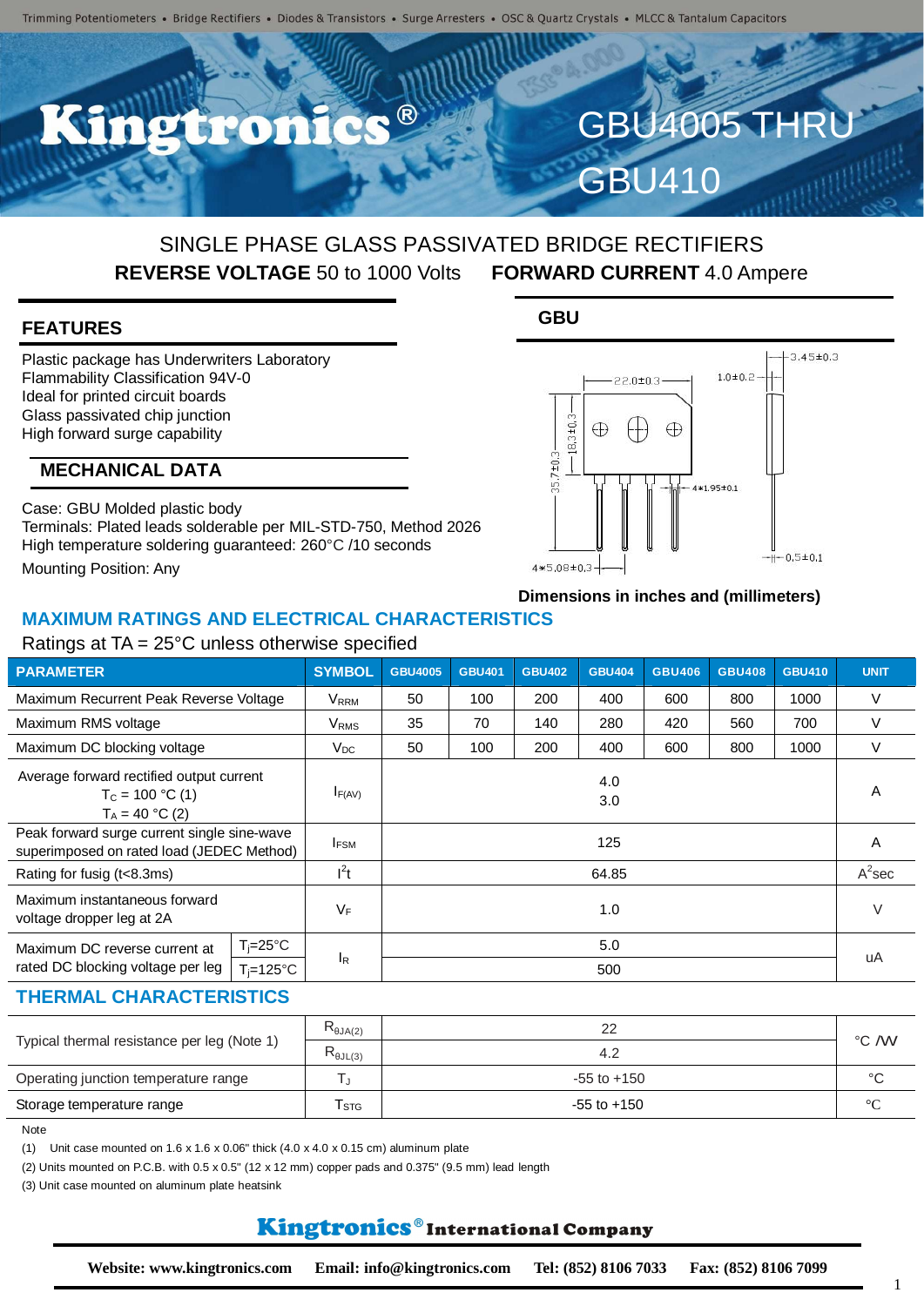# GBU4005 THRU GBU410

## SINGLE PHASE GLASS PASSIVATED BRIDGE RECTIFIERS

**REVERSE VOLTAGE** 50 to 1000 Volts **FORWARD CURRENT** 4.0 Ampere

### FEATURES

Plastic package has Underwriters Laboratory Flammability Classification 94V-0
Ideal for printed circuit boards
Glass passivated chip junction
High forward surge capability

### MECHANICAL DATA

Case: GBU Molded plastic body
Terminals: Plated leads solderable per MIL-STD-750, Method 2026
High temperature soldering guaranteed: 260°C /10 seconds
Mounting Position: Any

### GBU

Dimensions in inches and (millimeters)

## MAXIMUM RATINGS AND ELECTRICAL CHARACTERISTICS

Ratings at TA = 25°C unless otherwise specified

| PARAMETER | | SYMBOL | GBU4005 | GBU401 | GBU402 | GBU404 | GBU406 | GBU408 | GBU410 | UNIT |
|---|---|---|---|---|---|---|---|---|---|---|
| Maximum Recurrent Peak Reverse Voltage | | $V_{RRM}$ | 50 | 100 | 200 | 400 | 600 | 800 | 1000 | V |
| Maximum RMS voltage | | $V_{RMS}$ | 35 | 70 | 140 | 280 | 420 | 560 | 700 | V |
| Maximum DC blocking voltage | | $V_{DC}$ | 50 | 100 | 200 | 400 | 600 | 800 | 1000 | V |
| Average forward rectified output current $T_C$ = 100 °C (1) $T_A$ = 40 °C (2) | | $I_{F(AV)}$ | 4.0 / 3.0 | | | | | | | A |
| Peak forward surge current single sine-wave superimposed on rated load (JEDEC Method) | | $I_{FSM}$ | 125 | | | | | | | A |
| Rating for fusig (t<8.3ms) | | $I^2t$ | 64.85 | | | | | | | $A^2$sec |
| Maximum instantaneous forward voltage dropper leg at 2A | | $V_F$ | 1.0 | | | | | | | V |
| Maximum DC reverse current at rated DC blocking voltage per leg | $T_j$=25°C | $I_R$ | 5.0 | | | | | | | uA |
| | $T_j$=125°C | | 500 | | | | | | | |

## THERMAL CHARACTERISTICS

| PARAMETER | SYMBOL | VALUE | UNIT |
|---|---|---|---|
| Typical thermal resistance per leg (Note 1) | $R_{\theta JA(2)}$ | 22 | °C /W |
| | $R_{\theta JL(3)}$ | 4.2 | |
| Operating junction temperature range | $T_J$ | -55 to +150 | °C |
| Storage temperature range | $T_{STG}$ | -55 to +150 | °C |

Note

(1) Unit case mounted on 1.6 x 1.6 x 0.06" thick (4.0 x 4.0 x 0.15 cm) aluminum plate

(2) Units mounted on P.C.B. with 0.5 x 0.5" (12 x 12 mm) copper pads and 0.375" (9.5 mm) lead length

(3) Unit case mounted on aluminum plate heatsink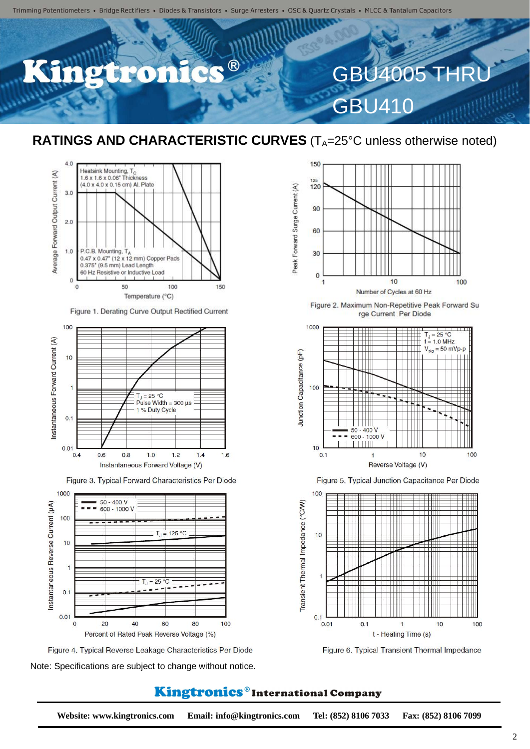# GBU4005 THRU GBU410

## RATINGS AND CHARACTERISTIC CURVES ($T_A$=25°C unless otherwise noted)

Average Forward Output Current (A)
4.0
3.0
2.0
1.0
0
0
50
100
150
Temperature (°C)
Heatsink Mounting, $T_C$
1.6 x 1.6 x 0.06" Thickness
(4.0 x 4.0 x 0.15 cm) Al. Plate
P.C.B. Mounting, $T_A$
0.47 x 0.47" (12 x 12 mm) Copper Pads
0.375" (9.5 mm) Lead Length
60 Hz Resistive or Inductive Load

Figure 1. Derating Curve Output Rectified Current

Peak Forward Surge Current (A)
150
125
120
90
60
30
0
1
10
100
Number of Cycles at 60 Hz

Figure 2. Maximum Non-Repetitive Peak Forward Surge Current Per Diode

Instantaneous Forward Current (A)
100
10
1
0.1
0.01
0.4
0.6
0.8
1.0
1.2
1.4
1.6
Instantaneous Forward Voltage (V)
$T_J$ = 25 °C
Pulse Width = 300 μs
1 % Duty Cycle

Figure 3. Typical Forward Characteristics Per Diode

Junction Capacitance (pF)
1000
100
10
0.1
1
10
100
Reverse Voltage (V)
$T_J$ = 25 °C
f = 1.0 MHz
$V_{sig}$ = 50 mVp-p
50 - 400 V
600 - 1000 V

Figure 5. Typical Junction Capacitance Per Diode

Instantaneous Reverse Current (μA)
1000
100
10
1
0.1
0.01
0
20
40
60
80
100
Percent of Rated Peak Reverse Voltage (%)
50 - 400 V
600 - 1000 V
$T_J$ = 125 °C
$T_J$ = 25 °C

Figure 4. Typical Reverse Leakage Characteristics Per Diode

Transient Thermal Impedance (°C/W)
100
10
1
0.1
0.01
0.1
1
10
100
t - Heating Time (s)

Figure 6. Typical Transient Thermal Impedance

Note: Specifications are subject to change without notice.

**Kingtronics® International Company**

**Website: www.kingtronics.com Email: info@kingtronics.com Tel: (852) 8106 7033 Fax: (852) 8106 7099**